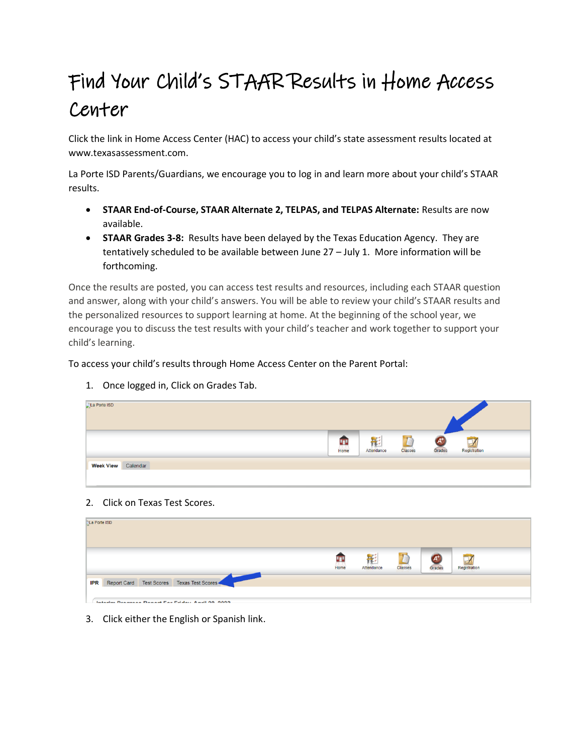# Find Your Child's STAAR Results in Home Access Center

Click the link in Home Access Center (HAC) to access your child's state assessment results located at www.texasassessment.com.

La Porte ISD Parents/Guardians, we encourage you to log in and learn more about your child's STAAR results.

- **STAAR End-of-Course, STAAR Alternate 2, TELPAS, and TELPAS Alternate:** Results are now available.
- **STAAR Grades 3-8:** Results have been delayed by the Texas Education Agency. They are tentatively scheduled to be available between June 27 – July 1. More information will be forthcoming.

Once the results are posted, you can access test results and resources, including each STAAR question and answer, along with your child's answers. You will be able to review your child's STAAR results and the personalized resources to support learning at home. At the beginning of the school year, we encourage you to discuss the test results with your child's teacher and work together to support your child's learning.

To access your child's results through Home Access Center on the Parent Portal:

1. Once logged in, Click on Grades Tab.
2. Click on Texas Test Scores.
3. Click either the English or Spanish link.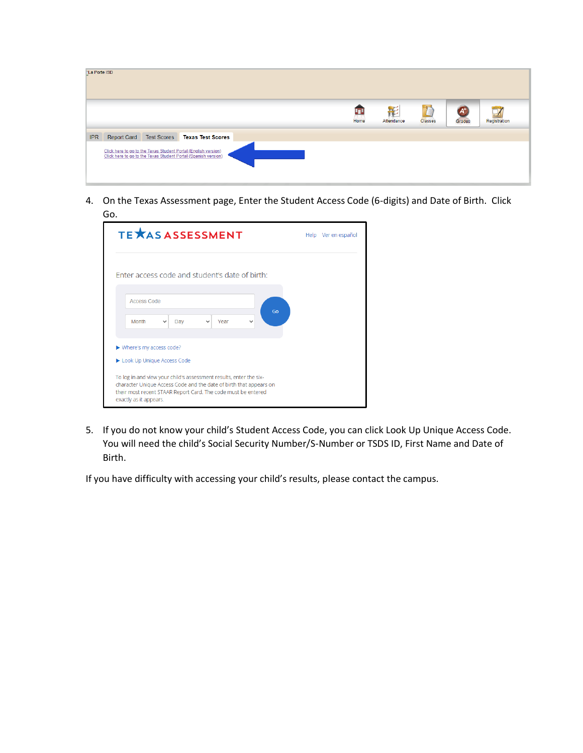4. On the Texas Assessment page, Enter the Student Access Code (6-digits) and Date of Birth. Click Go.

5. If you do not know your child's Student Access Code, you can click Look Up Unique Access Code. You will need the child's Social Security Number/S-Number or TSDS ID, First Name and Date of Birth.

If you have difficulty with accessing your child's results, please contact the campus.